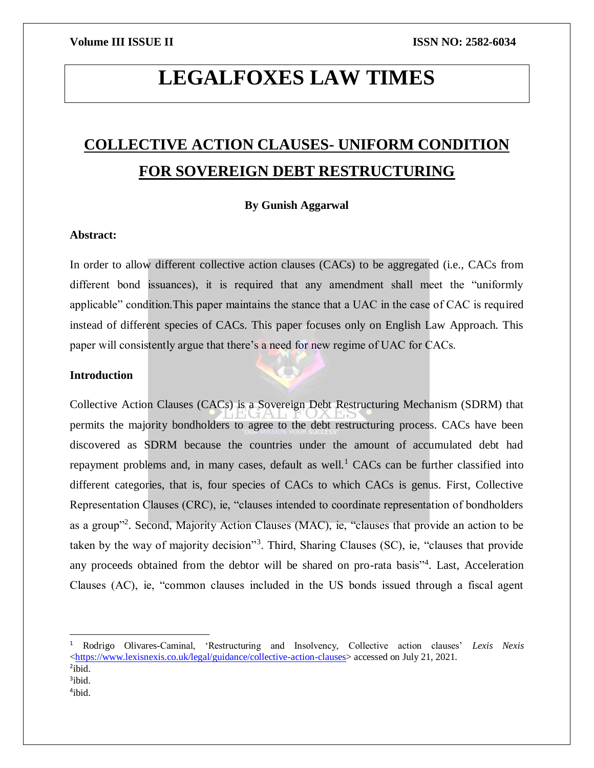# LEGALFOXES LAW TIMES

## COLLECTIVE ACTION CLAUSES- UNIFORM CONDITION FOR SOVEREIGN DEBT RESTRUCTURING

**By Gunish Aggarwal**

**Abstract:**

In order to allow different collective action clauses (CACs) to be aggregated (i.e., CACs from different bond issuances), it is required that any amendment shall meet the "uniformly applicable" condition.This paper maintains the stance that a UAC in the case of CAC is required instead of different species of CACs. This paper focuses only on English Law Approach. This paper will consistently argue that there's a need for new regime of UAC for CACs.

**Introduction**

Collective Action Clauses (CACs) is a Sovereign Debt Restructuring Mechanism (SDRM) that permits the majority bondholders to agree to the debt restructuring process. CACs have been discovered as SDRM because the countries under the amount of accumulated debt had repayment problems and, in many cases, default as well.[1] CACs can be further classified into different categories, that is, four species of CACs to which CACs is genus. First, Collective Representation Clauses (CRC), ie, "clauses intended to coordinate representation of bondholders as a group"[2]. Second, Majority Action Clauses (MAC), ie, "clauses that provide an action to be taken by the way of majority decision"[3]. Third, Sharing Clauses (SC), ie, "clauses that provide any proceeds obtained from the debtor will be shared on pro-rata basis"[4]. Last, Acceleration Clauses (AC), ie, "common clauses included in the US bonds issued through a fiscal agent

---

[1] Rodrigo Olivares-Caminal, 'Restructuring and Insolvency, Collective action clauses' *Lexis Nexis* <https://www.lexisnexis.co.uk/legal/guidance/collective-action-clauses> accessed on July 21, 2021.

[2] ibid.

[3] ibid.

[4] ibid.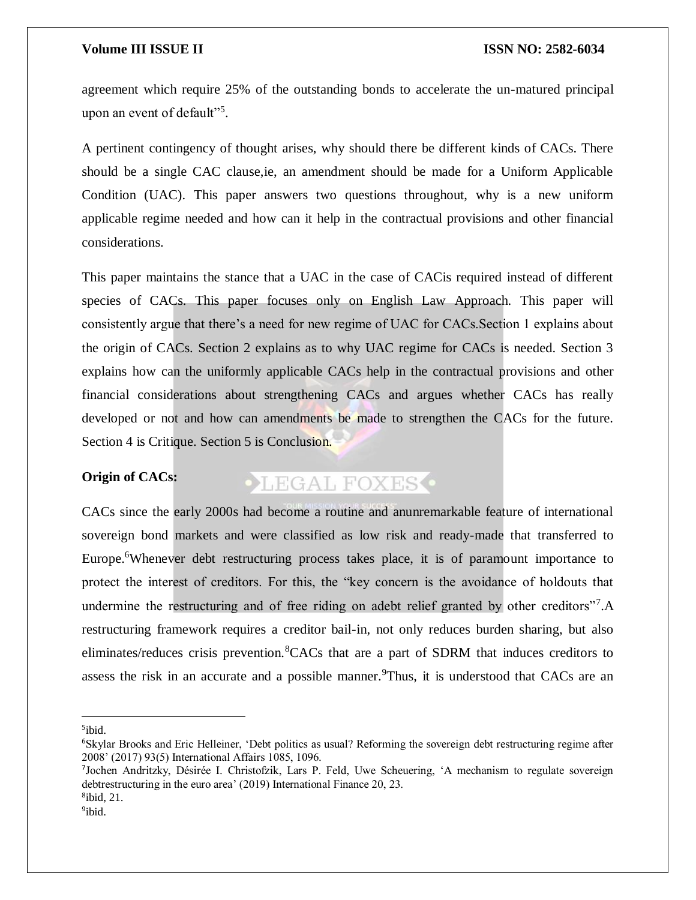agreement which require 25% of the outstanding bonds to accelerate the un-matured principal upon an event of default"[5].

A pertinent contingency of thought arises, why should there be different kinds of CACs. There should be a single CAC clause,ie, an amendment should be made for a Uniform Applicable Condition (UAC). This paper answers two questions throughout, why is a new uniform applicable regime needed and how can it help in the contractual provisions and other financial considerations.

This paper maintains the stance that a UAC in the case of CACis required instead of different species of CACs. This paper focuses only on English Law Approach. This paper will consistently argue that there's a need for new regime of UAC for CACs.Section 1 explains about the origin of CACs. Section 2 explains as to why UAC regime for CACs is needed. Section 3 explains how can the uniformly applicable CACs help in the contractual provisions and other financial considerations about strengthening CACs and argues whether CACs has really developed or not and how can amendments be made to strengthen the CACs for the future. Section 4 is Critique. Section 5 is Conclusion.

**Origin of CACs:**

CACs since the early 2000s had become a routine and anunremarkable feature of international sovereign bond markets and were classified as low risk and ready-made that transferred to Europe.[6]Whenever debt restructuring process takes place, it is of paramount importance to protect the interest of creditors. For this, the "key concern is the avoidance of holdouts that undermine the restructuring and of free riding on adebt relief granted by other creditors"[7].A restructuring framework requires a creditor bail-in, not only reduces burden sharing, but also eliminates/reduces crisis prevention.[8]CACs that are a part of SDRM that induces creditors to assess the risk in an accurate and a possible manner.[9]Thus, it is understood that CACs are an

---

[5]ibid.

[6]Skylar Brooks and Eric Helleiner, 'Debt politics as usual? Reforming the sovereign debt restructuring regime after 2008' (2017) 93(5) International Affairs 1085, 1096.

[7]Jochen Andritzky, Désirée I. Christofzik, Lars P. Feld, Uwe Scheuering, 'A mechanism to regulate sovereign debtrestructuring in the euro area' (2019) International Finance 20, 23.

[8]ibid, 21.

[9]ibid.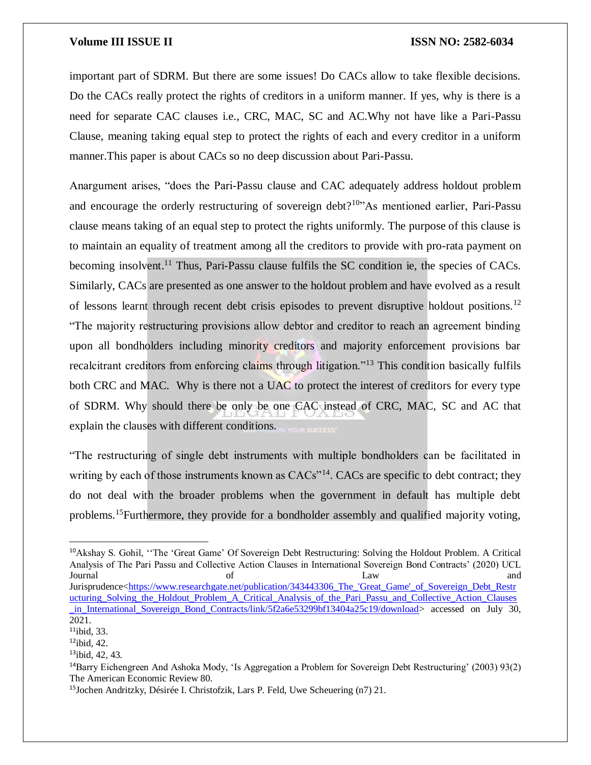important part of SDRM. But there are some issues! Do CACs allow to take flexible decisions. Do the CACs really protect the rights of creditors in a uniform manner. If yes, why is there is a need for separate CAC clauses i.e., CRC, MAC, SC and AC.Why not have like a Pari-Passu Clause, meaning taking equal step to protect the rights of each and every creditor in a uniform manner.This paper is about CACs so no deep discussion about Pari-Passu.

Anargument arises, "does the Pari-Passu clause and CAC adequately address holdout problem and encourage the orderly restructuring of sovereign debt?[10]"As mentioned earlier, Pari-Passu clause means taking of an equal step to protect the rights uniformly. The purpose of this clause is to maintain an equality of treatment among all the creditors to provide with pro-rata payment on becoming insolvent.[11] Thus, Pari-Passu clause fulfils the SC condition ie, the species of CACs. Similarly, CACs are presented as one answer to the holdout problem and have evolved as a result of lessons learnt through recent debt crisis episodes to prevent disruptive holdout positions.[12] "The majority restructuring provisions allow debtor and creditor to reach an agreement binding upon all bondholders including minority creditors and majority enforcement provisions bar recalcitrant creditors from enforcing claims through litigation."[13] This condition basically fulfils both CRC and MAC. Why is there not a UAC to protect the interest of creditors for every type of SDRM. Why should there be only be one CAC instead of CRC, MAC, SC and AC that explain the clauses with different conditions.

"The restructuring of single debt instruments with multiple bondholders can be facilitated in writing by each of those instruments known as CACs"[14]. CACs are specific to debt contract; they do not deal with the broader problems when the government in default has multiple debt problems.[15]Furthermore, they provide for a bondholder assembly and qualified majority voting,

---

[10]Akshay S. Gohil, ''The 'Great Game' Of Sovereign Debt Restructuring: Solving the Holdout Problem. A Critical Analysis of The Pari Passu and Collective Action Clauses in International Sovereign Bond Contracts' (2020) UCL Journal of Law and Jurisprudence<https://www.researchgate.net/publication/343443306_The_'Great_Game'_of_Sovereign_Debt_Restructuring_Solving_the_Holdout_Problem_A_Critical_Analysis_of_the_Pari_Passu_and_Collective_Action_Clauses_in_International_Sovereign_Bond_Contracts/link/5f2a6e53299bf13404a25c19/download> accessed on July 30, 2021.

[11]ibid, 33.

[12]ibid, 42.

[13]ibid, 42, 43.

[14]Barry Eichengreen And Ashoka Mody, 'Is Aggregation a Problem for Sovereign Debt Restructuring' (2003) 93(2) The American Economic Review 80.

[15]Jochen Andritzky, Désirée I. Christofzik, Lars P. Feld, Uwe Scheuering (n7) 21.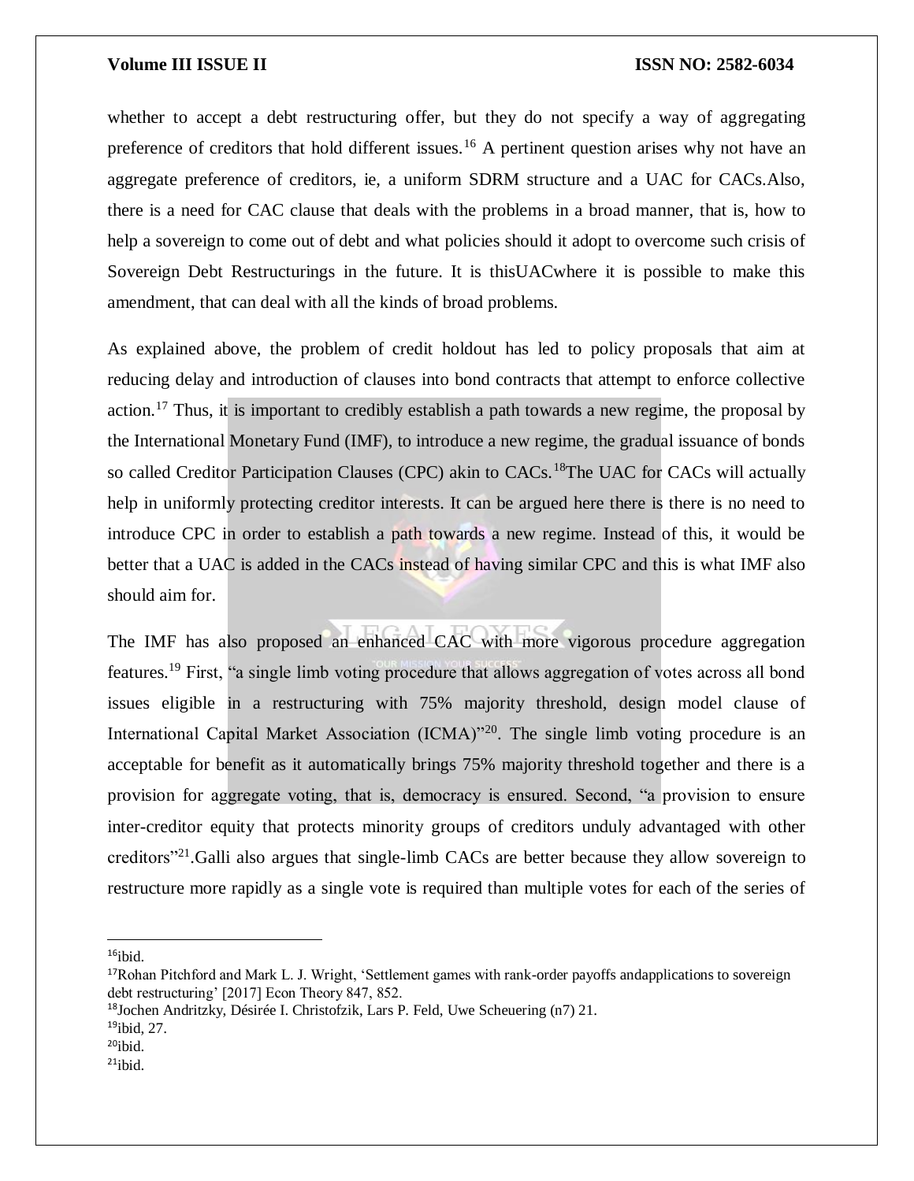whether to accept a debt restructuring offer, but they do not specify a way of aggregating preference of creditors that hold different issues.[16] A pertinent question arises why not have an aggregate preference of creditors, ie, a uniform SDRM structure and a UAC for CACs.Also, there is a need for CAC clause that deals with the problems in a broad manner, that is, how to help a sovereign to come out of debt and what policies should it adopt to overcome such crisis of Sovereign Debt Restructurings in the future. It is thisUACwhere it is possible to make this amendment, that can deal with all the kinds of broad problems.

As explained above, the problem of credit holdout has led to policy proposals that aim at reducing delay and introduction of clauses into bond contracts that attempt to enforce collective action.[17] Thus, it is important to credibly establish a path towards a new regime, the proposal by the International Monetary Fund (IMF), to introduce a new regime, the gradual issuance of bonds so called Creditor Participation Clauses (CPC) akin to CACs.[18]The UAC for CACs will actually help in uniformly protecting creditor interests. It can be argued here there is there is no need to introduce CPC in order to establish a path towards a new regime. Instead of this, it would be better that a UAC is added in the CACs instead of having similar CPC and this is what IMF also should aim for.

The IMF has also proposed an enhanced CAC with more vigorous procedure aggregation features.[19] First, "a single limb voting procedure that allows aggregation of votes across all bond issues eligible in a restructuring with 75% majority threshold, design model clause of International Capital Market Association (ICMA)"[20]. The single limb voting procedure is an acceptable for benefit as it automatically brings 75% majority threshold together and there is a provision for aggregate voting, that is, democracy is ensured. Second, "a provision to ensure inter-creditor equity that protects minority groups of creditors unduly advantaged with other creditors"[21].Galli also argues that single-limb CACs are better because they allow sovereign to restructure more rapidly as a single vote is required than multiple votes for each of the series of

---

[16] ibid.

[17] Rohan Pitchford and Mark L. J. Wright, 'Settlement games with rank-order payoffs andapplications to sovereign debt restructuring' [2017] Econ Theory 847, 852.

[18] Jochen Andritzky, Désirée I. Christofzik, Lars P. Feld, Uwe Scheuering (n7) 21.

[19] ibid, 27.

[20] ibid.

[21] ibid.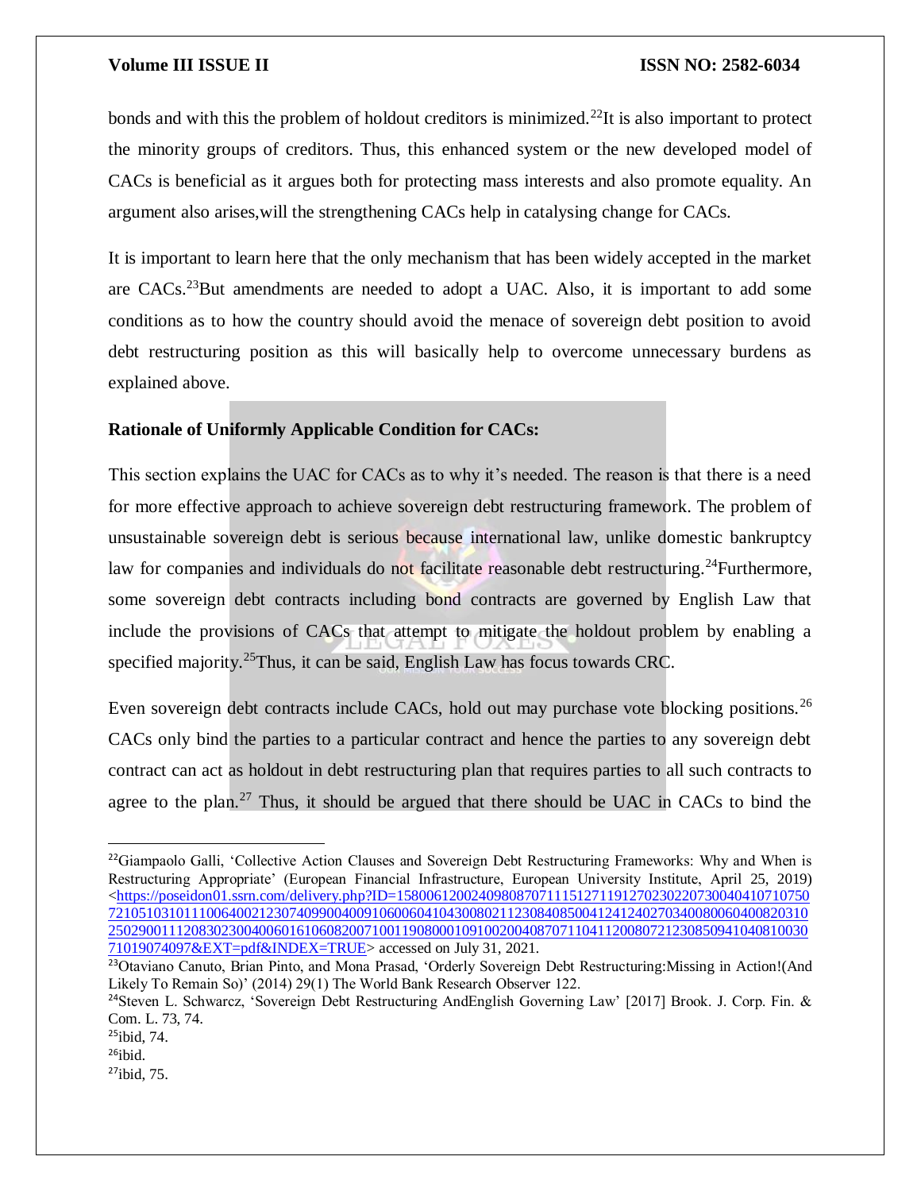bonds and with this the problem of holdout creditors is minimized.[22]It is also important to protect the minority groups of creditors. Thus, this enhanced system or the new developed model of CACs is beneficial as it argues both for protecting mass interests and also promote equality. An argument also arises,will the strengthening CACs help in catalysing change for CACs.

It is important to learn here that the only mechanism that has been widely accepted in the market are CACs.[23]But amendments are needed to adopt a UAC. Also, it is important to add some conditions as to how the country should avoid the menace of sovereign debt position to avoid debt restructuring position as this will basically help to overcome unnecessary burdens as explained above.

**Rationale of Uniformly Applicable Condition for CACs:**

This section explains the UAC for CACs as to why it's needed. The reason is that there is a need for more effective approach to achieve sovereign debt restructuring framework. The problem of unsustainable sovereign debt is serious because international law, unlike domestic bankruptcy law for companies and individuals do not facilitate reasonable debt restructuring.[24]Furthermore, some sovereign debt contracts including bond contracts are governed by English Law that include the provisions of CACs that attempt to mitigate the holdout problem by enabling a specified majority.[25]Thus, it can be said, English Law has focus towards CRC.

Even sovereign debt contracts include CACs, hold out may purchase vote blocking positions.[26] CACs only bind the parties to a particular contract and hence the parties to any sovereign debt contract can act as holdout in debt restructuring plan that requires parties to all such contracts to agree to the plan.[27] Thus, it should be argued that there should be UAC in CACs to bind the

---

[22]Giampaolo Galli, 'Collective Action Clauses and Sovereign Debt Restructuring Frameworks: Why and When is Restructuring Appropriate' (European Financial Infrastructure, European University Institute, April 25, 2019) <https://poseidon01.ssrn.com/delivery.php?ID=158006120024098087071115127119127023022073004041071075072105103101110064002123074099004009106006041043008021123084085004124124027034008006040082031025029001112083023004006016106082007100119080001091002004087071104112008072123085094104081003071019074097&EXT=pdf&INDEX=TRUE> accessed on July 31, 2021.

[23]Otaviano Canuto, Brian Pinto, and Mona Prasad, 'Orderly Sovereign Debt Restructuring:Missing in Action!(And Likely To Remain So)' (2014) 29(1) The World Bank Research Observer 122.

[24]Steven L. Schwarcz, 'Sovereign Debt Restructuring AndEnglish Governing Law' [2017] Brook. J. Corp. Fin. & Com. L. 73, 74.

[25]ibid, 74.

[26]ibid.

[27]ibid, 75.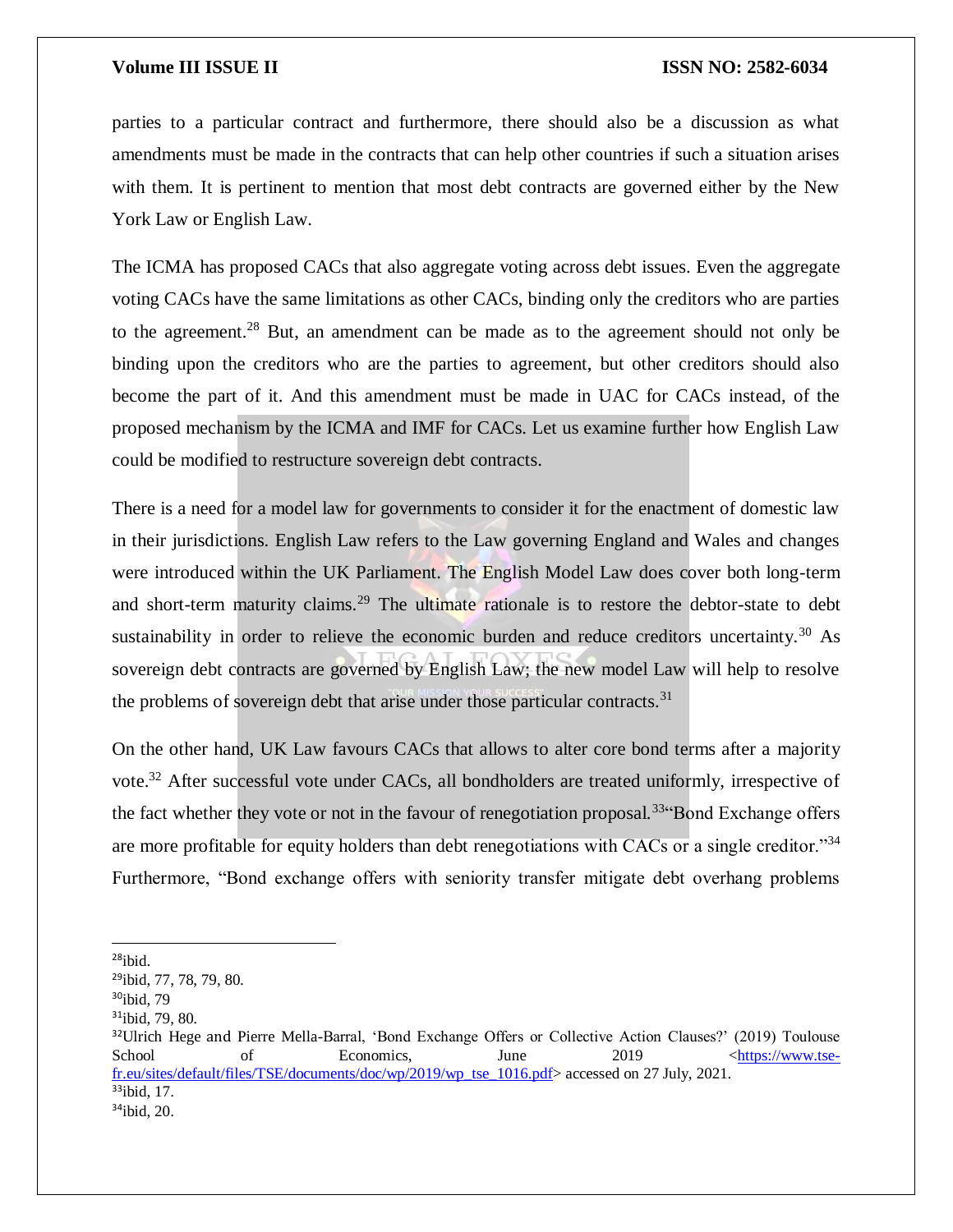parties to a particular contract and furthermore, there should also be a discussion as what amendments must be made in the contracts that can help other countries if such a situation arises with them. It is pertinent to mention that most debt contracts are governed either by the New York Law or English Law.

The ICMA has proposed CACs that also aggregate voting across debt issues. Even the aggregate voting CACs have the same limitations as other CACs, binding only the creditors who are parties to the agreement.[28] But, an amendment can be made as to the agreement should not only be binding upon the creditors who are the parties to agreement, but other creditors should also become the part of it. And this amendment must be made in UAC for CACs instead, of the proposed mechanism by the ICMA and IMF for CACs. Let us examine further how English Law could be modified to restructure sovereign debt contracts.

There is a need for a model law for governments to consider it for the enactment of domestic law in their jurisdictions. English Law refers to the Law governing England and Wales and changes were introduced within the UK Parliament. The English Model Law does cover both long-term and short-term maturity claims.[29] The ultimate rationale is to restore the debtor-state to debt sustainability in order to relieve the economic burden and reduce creditors uncertainty.[30] As sovereign debt contracts are governed by English Law; the new model Law will help to resolve the problems of sovereign debt that arise under those particular contracts.[31]

On the other hand, UK Law favours CACs that allows to alter core bond terms after a majority vote.[32] After successful vote under CACs, all bondholders are treated uniformly, irrespective of the fact whether they vote or not in the favour of renegotiation proposal.[33] "Bond Exchange offers are more profitable for equity holders than debt renegotiations with CACs or a single creditor."[34] Furthermore, "Bond exchange offers with seniority transfer mitigate debt overhang problems

---

[28] ibid.

[29] ibid, 77, 78, 79, 80.

[30] ibid, 79

[31] ibid, 79, 80.

[32] Ulrich Hege and Pierre Mella-Barral, 'Bond Exchange Offers or Collective Action Clauses?' (2019) Toulouse School of Economics, June 2019 <https://www.tse-fr.eu/sites/default/files/TSE/documents/doc/wp/2019/wp_tse_1016.pdf> accessed on 27 July, 2021.

[33] ibid, 17.

[34] ibid, 20.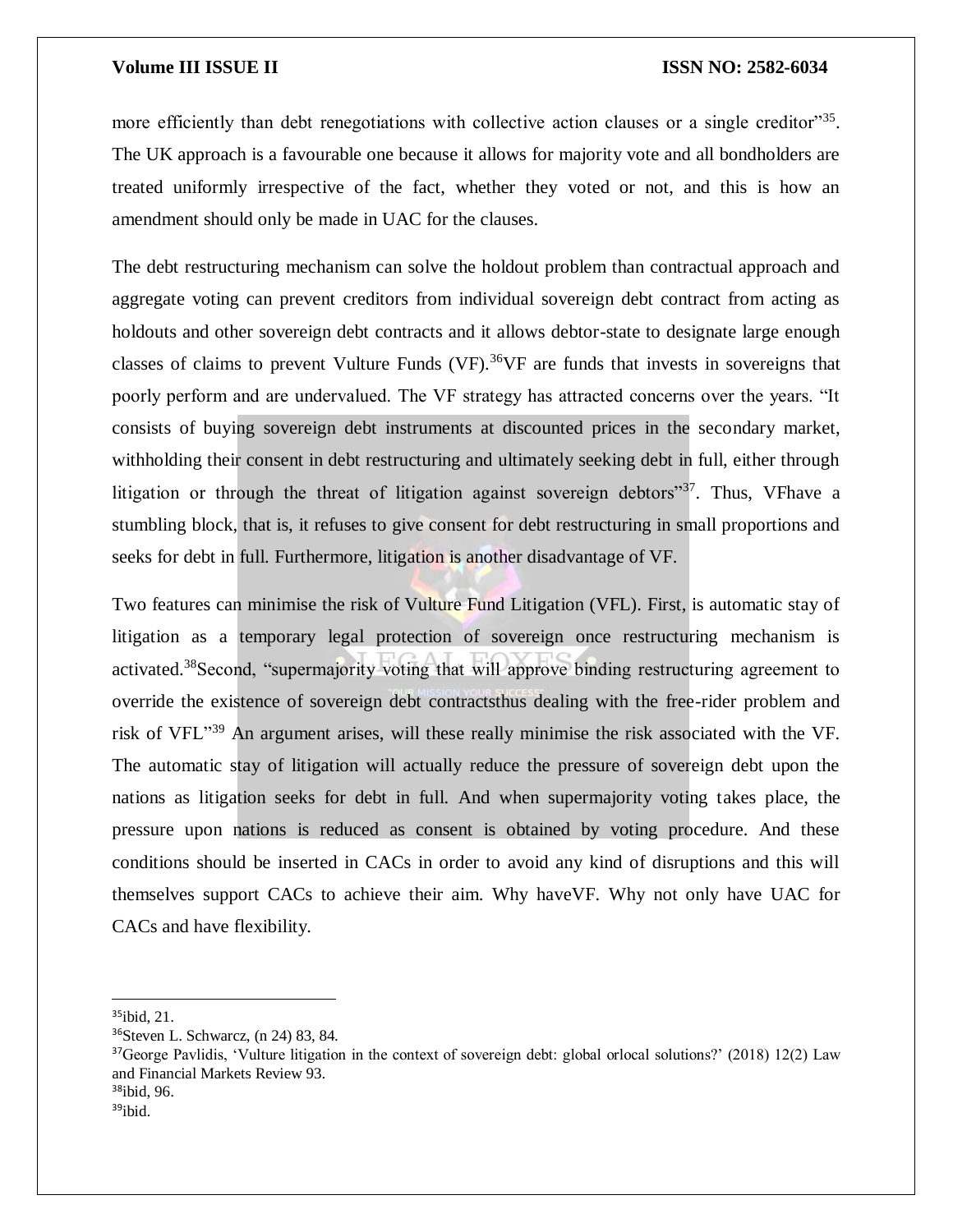more efficiently than debt renegotiations with collective action clauses or a single creditor"[35]. The UK approach is a favourable one because it allows for majority vote and all bondholders are treated uniformly irrespective of the fact, whether they voted or not, and this is how an amendment should only be made in UAC for the clauses.

The debt restructuring mechanism can solve the holdout problem than contractual approach and aggregate voting can prevent creditors from individual sovereign debt contract from acting as holdouts and other sovereign debt contracts and it allows debtor-state to designate large enough classes of claims to prevent Vulture Funds (VF).[36]VF are funds that invests in sovereigns that poorly perform and are undervalued. The VF strategy has attracted concerns over the years. "It consists of buying sovereign debt instruments at discounted prices in the secondary market, withholding their consent in debt restructuring and ultimately seeking debt in full, either through litigation or through the threat of litigation against sovereign debtors"[37]. Thus, VFhave a stumbling block, that is, it refuses to give consent for debt restructuring in small proportions and seeks for debt in full. Furthermore, litigation is another disadvantage of VF.

Two features can minimise the risk of Vulture Fund Litigation (VFL). First, is automatic stay of litigation as a temporary legal protection of sovereign once restructuring mechanism is activated.[38]Second, "supermajority voting that will approve binding restructuring agreement to override the existence of sovereign debt contractsthus dealing with the free-rider problem and risk of VFL"[39] An argument arises, will these really minimise the risk associated with the VF. The automatic stay of litigation will actually reduce the pressure of sovereign debt upon the nations as litigation seeks for debt in full. And when supermajority voting takes place, the pressure upon nations is reduced as consent is obtained by voting procedure. And these conditions should be inserted in CACs in order to avoid any kind of disruptions and this will themselves support CACs to achieve their aim. Why haveVF. Why not only have UAC for CACs and have flexibility.

---

[35]ibid, 21.

[36]Steven L. Schwarcz, (n 24) 83, 84.

[37]George Pavlidis, 'Vulture litigation in the context of sovereign debt: global orlocal solutions?' (2018) 12(2) Law and Financial Markets Review 93.

[38]ibid, 96.

[39]ibid.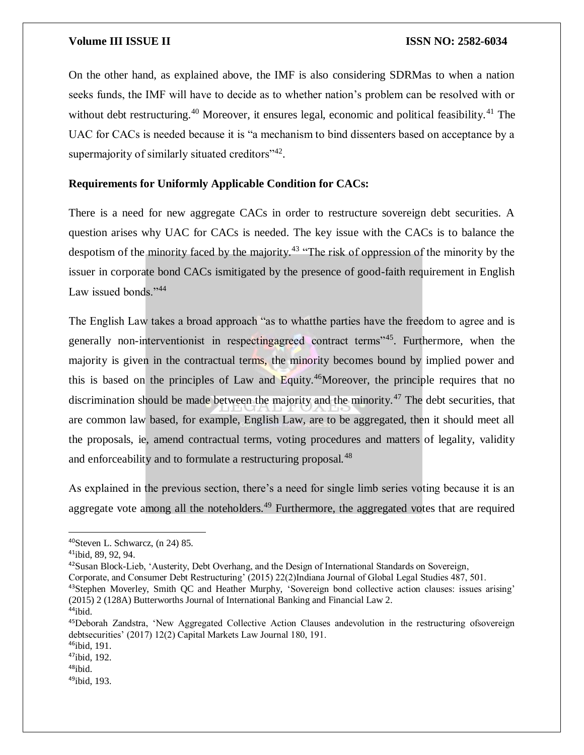On the other hand, as explained above, the IMF is also considering SDRMas to when a nation seeks funds, the IMF will have to decide as to whether nation's problem can be resolved with or without debt restructuring.[40] Moreover, it ensures legal, economic and political feasibility.[41] The UAC for CACs is needed because it is "a mechanism to bind dissenters based on acceptance by a supermajority of similarly situated creditors"[42].

**Requirements for Uniformly Applicable Condition for CACs:**

There is a need for new aggregate CACs in order to restructure sovereign debt securities. A question arises why UAC for CACs is needed. The key issue with the CACs is to balance the despotism of the minority faced by the majority.[43] "The risk of oppression of the minority by the issuer in corporate bond CACs ismitigated by the presence of good-faith requirement in English Law issued bonds."[44]

The English Law takes a broad approach "as to whatthe parties have the freedom to agree and is generally non-interventionist in respectingagreed contract terms"[45]. Furthermore, when the majority is given in the contractual terms, the minority becomes bound by implied power and this is based on the principles of Law and Equity.[46]Moreover, the principle requires that no discrimination should be made between the majority and the minority.[47] The debt securities, that are common law based, for example, English Law, are to be aggregated, then it should meet all the proposals, ie, amend contractual terms, voting procedures and matters of legality, validity and enforceability and to formulate a restructuring proposal.[48]

As explained in the previous section, there's a need for single limb series voting because it is an aggregate vote among all the noteholders.[49] Furthermore, the aggregated votes that are required

---

[40]Steven L. Schwarcz, (n 24) 85.
[41]ibid, 89, 92, 94.
[42]Susan Block-Lieb, 'Austerity, Debt Overhang, and the Design of International Standards on Sovereign, Corporate, and Consumer Debt Restructuring' (2015) 22(2)Indiana Journal of Global Legal Studies 487, 501.
[43]Stephen Moverley, Smith QC and Heather Murphy, 'Sovereign bond collective action clauses: issues arising' (2015) 2 (128A) Butterworths Journal of International Banking and Financial Law 2.
[44]ibid.
[45]Deborah Zandstra, 'New Aggregated Collective Action Clauses andevolution in the restructuring ofsovereign debtsecurities' (2017) 12(2) Capital Markets Law Journal 180, 191.
[46]ibid, 191.
[47]ibid, 192.
[48]ibid.
[49]ibid, 193.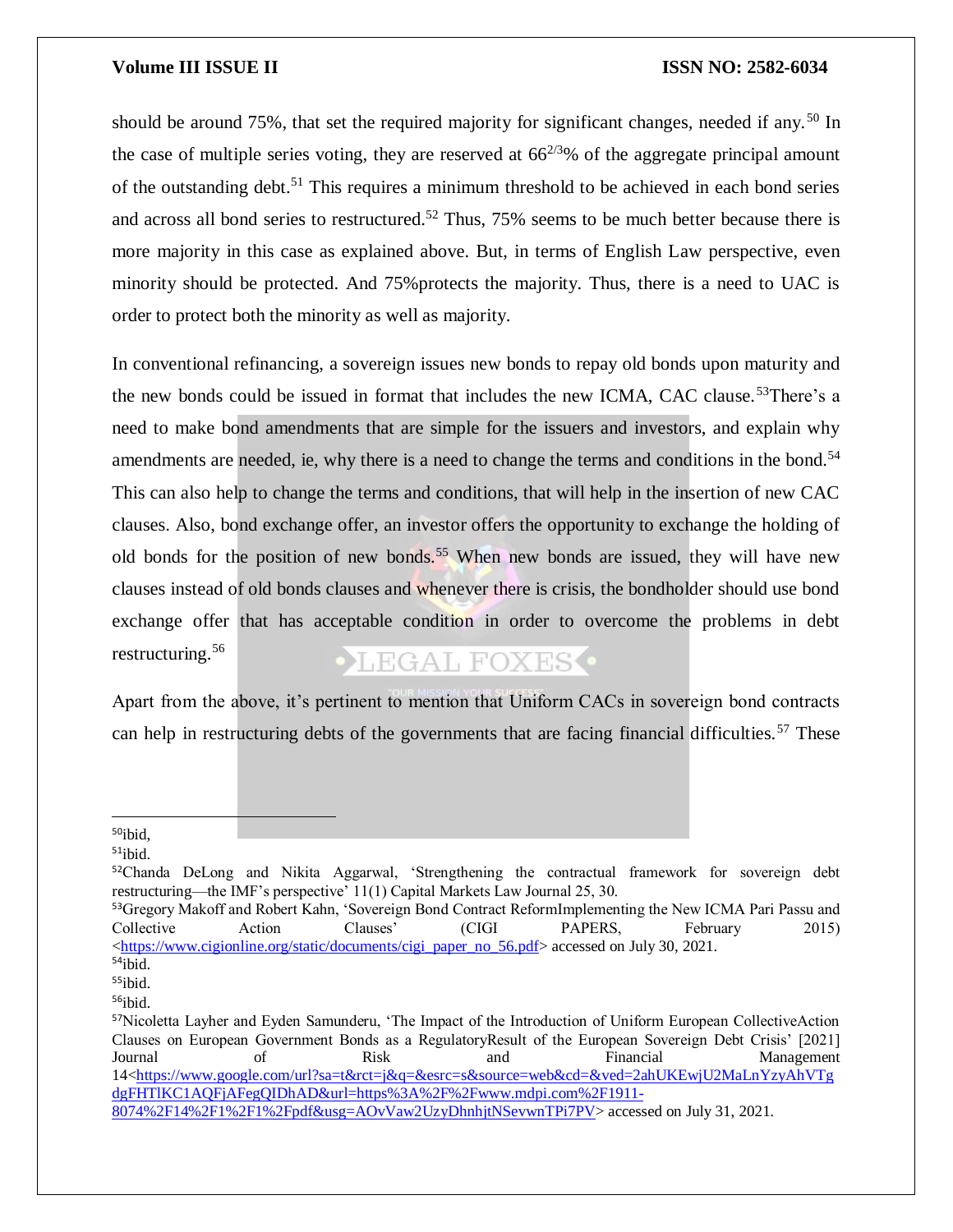should be around 75%, that set the required majority for significant changes, needed if any.[50] In the case of multiple series voting, they are reserved at $66^{2/3}$% of the aggregate principal amount of the outstanding debt.[51] This requires a minimum threshold to be achieved in each bond series and across all bond series to restructured.[52] Thus, 75% seems to be much better because there is more majority in this case as explained above. But, in terms of English Law perspective, even minority should be protected. And 75%protects the majority. Thus, there is a need to UAC is order to protect both the minority as well as majority.

In conventional refinancing, a sovereign issues new bonds to repay old bonds upon maturity and the new bonds could be issued in format that includes the new ICMA, CAC clause.[53]There's a need to make bond amendments that are simple for the issuers and investors, and explain why amendments are needed, ie, why there is a need to change the terms and conditions in the bond.[54] This can also help to change the terms and conditions, that will help in the insertion of new CAC clauses. Also, bond exchange offer, an investor offers the opportunity to exchange the holding of old bonds for the position of new bonds.[55] When new bonds are issued, they will have new clauses instead of old bonds clauses and whenever there is crisis, the bondholder should use bond exchange offer that has acceptable condition in order to overcome the problems in debt restructuring.[56]

Apart from the above, it's pertinent to mention that Uniform CACs in sovereign bond contracts can help in restructuring debts of the governments that are facing financial difficulties.[57] These

---

[50]ibid,

[51]ibid.

[52]Chanda DeLong and Nikita Aggarwal, 'Strengthening the contractual framework for sovereign debt restructuring—the IMF's perspective' 11(1) Capital Markets Law Journal 25, 30.

[53]Gregory Makoff and Robert Kahn, 'Sovereign Bond Contract ReformImplementing the New ICMA Pari Passu and Collective Action Clauses' (CIGI PAPERS, February 2015) <https://www.cigionline.org/static/documents/cigi_paper_no_56.pdf> accessed on July 30, 2021.

[54]ibid.

[55]ibid.

[56]ibid.

[57]Nicoletta Layher and Eyden Samunderu, 'The Impact of the Introduction of Uniform European CollectiveAction Clauses on European Government Bonds as a RegulatoryResult of the European Sovereign Debt Crisis' [2021] Journal of Risk and Financial Management 14<https://www.google.com/url?sa=t&rct=j&q=&esrc=s&source=web&cd=&ved=2ahUKEwjU2MaLnYzyAhVTgdgFHTlKC1AQFjAFegQIDhAD&url=https%3A%2F%2Fwww.mdpi.com%2F1911-8074%2F14%2F1%2F1%2Fpdf&usg=AOvVaw2UzyDhnhjtNSevwnTPi7PV> accessed on July 31, 2021.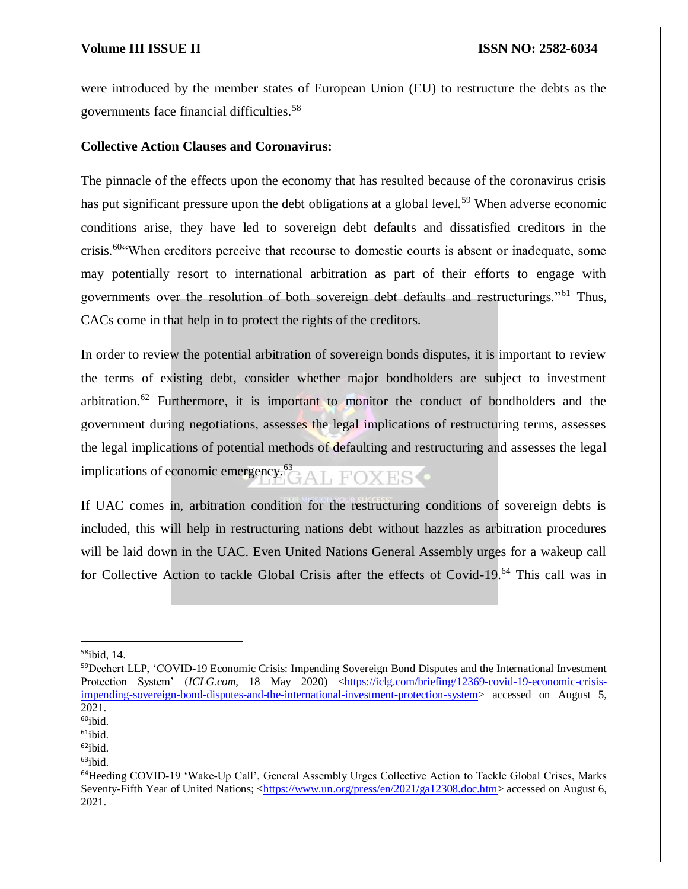were introduced by the member states of European Union (EU) to restructure the debts as the governments face financial difficulties.[58]

**Collective Action Clauses and Coronavirus:**

The pinnacle of the effects upon the economy that has resulted because of the coronavirus crisis has put significant pressure upon the debt obligations at a global level.[59] When adverse economic conditions arise, they have led to sovereign debt defaults and dissatisfied creditors in the crisis.[60]"When creditors perceive that recourse to domestic courts is absent or inadequate, some may potentially resort to international arbitration as part of their efforts to engage with governments over the resolution of both sovereign debt defaults and restructurings."[61] Thus, CACs come in that help in to protect the rights of the creditors.

In order to review the potential arbitration of sovereign bonds disputes, it is important to review the terms of existing debt, consider whether major bondholders are subject to investment arbitration.[62] Furthermore, it is important to monitor the conduct of bondholders and the government during negotiations, assesses the legal implications of restructuring terms, assesses the legal implications of potential methods of defaulting and restructuring and assesses the legal implications of economic emergency.[63]

If UAC comes in, arbitration condition for the restructuring conditions of sovereign debts is included, this will help in restructuring nations debt without hazzles as arbitration procedures will be laid down in the UAC. Even United Nations General Assembly urges for a wakeup call for Collective Action to tackle Global Crisis after the effects of Covid-19.[64] This call was in

---

[58]ibid, 14.

[59]Dechert LLP, 'COVID-19 Economic Crisis: Impending Sovereign Bond Disputes and the International Investment Protection System' (*ICLG.com*, 18 May 2020) <https://iclg.com/briefing/12369-covid-19-economic-crisis-impending-sovereign-bond-disputes-and-the-international-investment-protection-system> accessed on August 5, 2021.

[60]ibid.

[61]ibid.

[62]ibid.

[63]ibid.

[64]Heeding COVID-19 'Wake-Up Call', General Assembly Urges Collective Action to Tackle Global Crises, Marks Seventy-Fifth Year of United Nations; <https://www.un.org/press/en/2021/ga12308.doc.htm> accessed on August 6, 2021.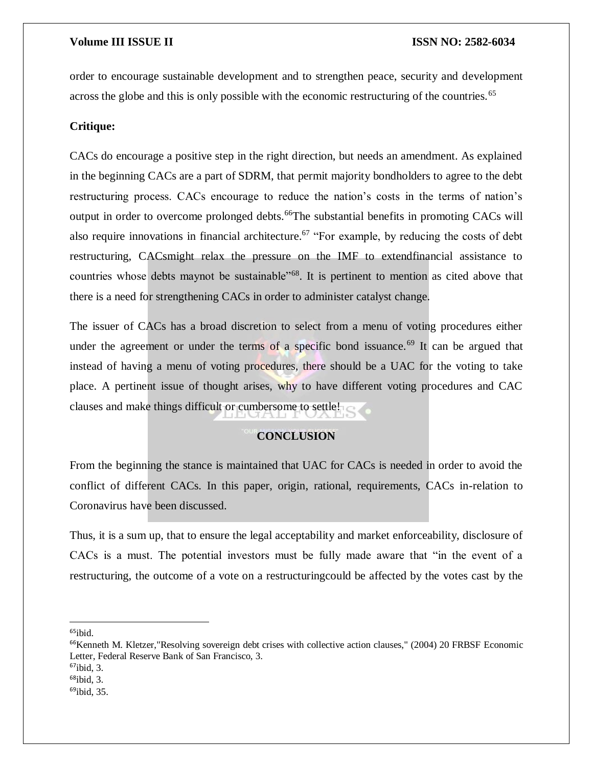order to encourage sustainable development and to strengthen peace, security and development across the globe and this is only possible with the economic restructuring of the countries.[65]

**Critique:**

CACs do encourage a positive step in the right direction, but needs an amendment. As explained in the beginning CACs are a part of SDRM, that permit majority bondholders to agree to the debt restructuring process. CACs encourage to reduce the nation's costs in the terms of nation's output in order to overcome prolonged debts.[66]The substantial benefits in promoting CACs will also require innovations in financial architecture.[67] "For example, by reducing the costs of debt restructuring, CACsmight relax the pressure on the IMF to extendfinancial assistance to countries whose debts maynot be sustainable"[68]. It is pertinent to mention as cited above that there is a need for strengthening CACs in order to administer catalyst change.

The issuer of CACs has a broad discretion to select from a menu of voting procedures either under the agreement or under the terms of a specific bond issuance.[69] It can be argued that instead of having a menu of voting procedures, there should be a UAC for the voting to take place. A pertinent issue of thought arises, why to have different voting procedures and CAC clauses and make things difficult or cumbersome to settle!

## CONCLUSION

From the beginning the stance is maintained that UAC for CACs is needed in order to avoid the conflict of different CACs. In this paper, origin, rational, requirements, CACs in-relation to Coronavirus have been discussed.

Thus, it is a sum up, that to ensure the legal acceptability and market enforceability, disclosure of CACs is a must. The potential investors must be fully made aware that "in the event of a restructuring, the outcome of a vote on a restructuringcould be affected by the votes cast by the

---

[65]ibid.

[66]Kenneth M. Kletzer,"Resolving sovereign debt crises with collective action clauses," (2004) 20 FRBSF Economic Letter, Federal Reserve Bank of San Francisco, 3.

[67]ibid, 3.

[68]ibid, 3.

[69]ibid, 35.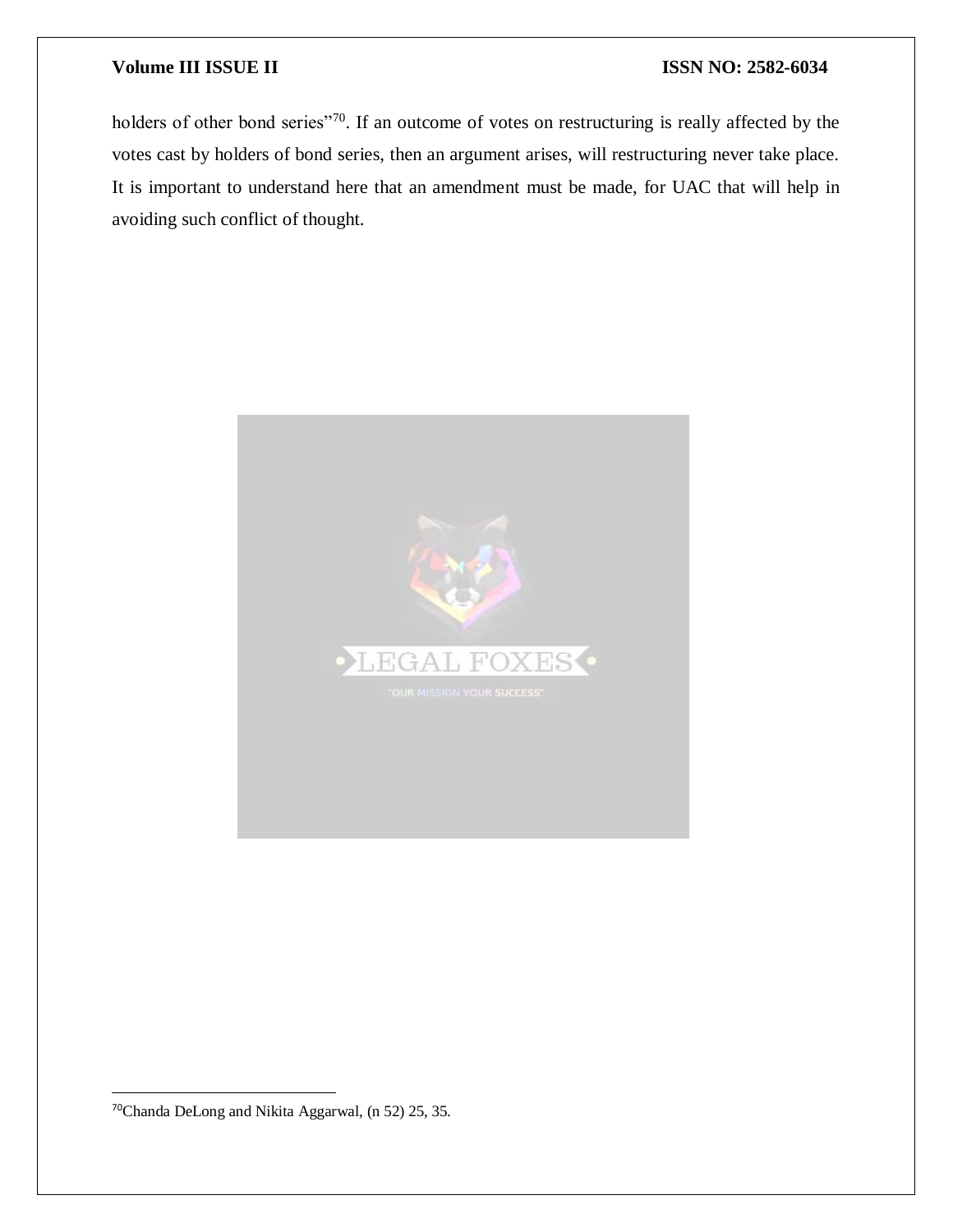holders of other bond series"[70]. If an outcome of votes on restructuring is really affected by the votes cast by holders of bond series, then an argument arises, will restructuring never take place. It is important to understand here that an amendment must be made, for UAC that will help in avoiding such conflict of thought.

[70]Chanda DeLong and Nikita Aggarwal, (n 52) 25, 35.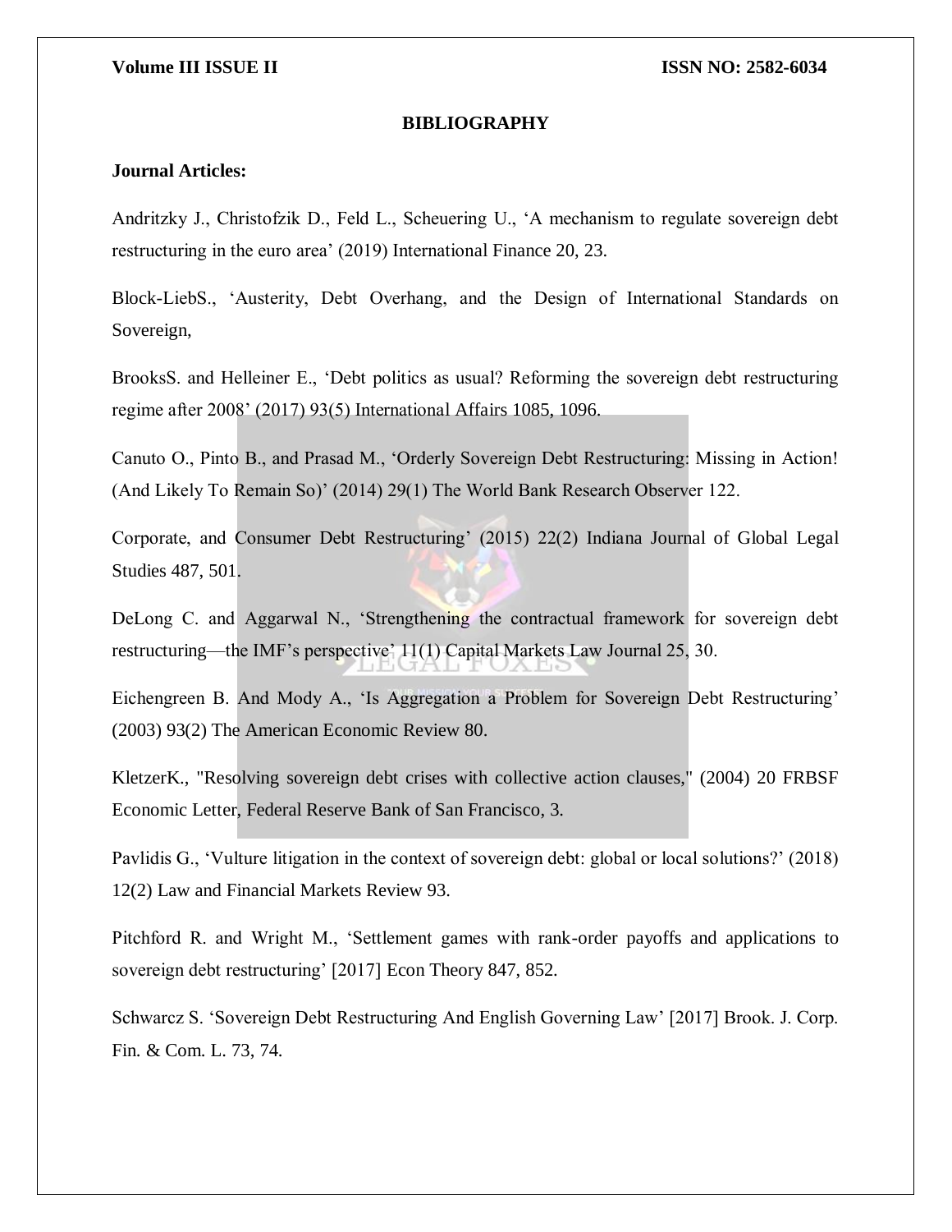# BIBLIOGRAPHY

**Journal Articles:**

Andritzky J., Christofzik D., Feld L., Scheuering U., 'A mechanism to regulate sovereign debt restructuring in the euro area' (2019) International Finance 20, 23.

Block-LiebS., 'Austerity, Debt Overhang, and the Design of International Standards on Sovereign,

BrooksS. and Helleiner E., 'Debt politics as usual? Reforming the sovereign debt restructuring regime after 2008' (2017) 93(5) International Affairs 1085, 1096.

Canuto O., Pinto B., and Prasad M., 'Orderly Sovereign Debt Restructuring: Missing in Action! (And Likely To Remain So)' (2014) 29(1) The World Bank Research Observer 122.

Corporate, and Consumer Debt Restructuring' (2015) 22(2) Indiana Journal of Global Legal Studies 487, 501.

DeLong C. and Aggarwal N., 'Strengthening the contractual framework for sovereign debt restructuring—the IMF's perspective' 11(1) Capital Markets Law Journal 25, 30.

Eichengreen B. And Mody A., 'Is Aggregation a Problem for Sovereign Debt Restructuring' (2003) 93(2) The American Economic Review 80.

KletzerK., "Resolving sovereign debt crises with collective action clauses," (2004) 20 FRBSF Economic Letter, Federal Reserve Bank of San Francisco, 3.

Pavlidis G., 'Vulture litigation in the context of sovereign debt: global or local solutions?' (2018) 12(2) Law and Financial Markets Review 93.

Pitchford R. and Wright M., 'Settlement games with rank-order payoffs and applications to sovereign debt restructuring' [2017] Econ Theory 847, 852.

Schwarcz S. 'Sovereign Debt Restructuring And English Governing Law' [2017] Brook. J. Corp. Fin. & Com. L. 73, 74.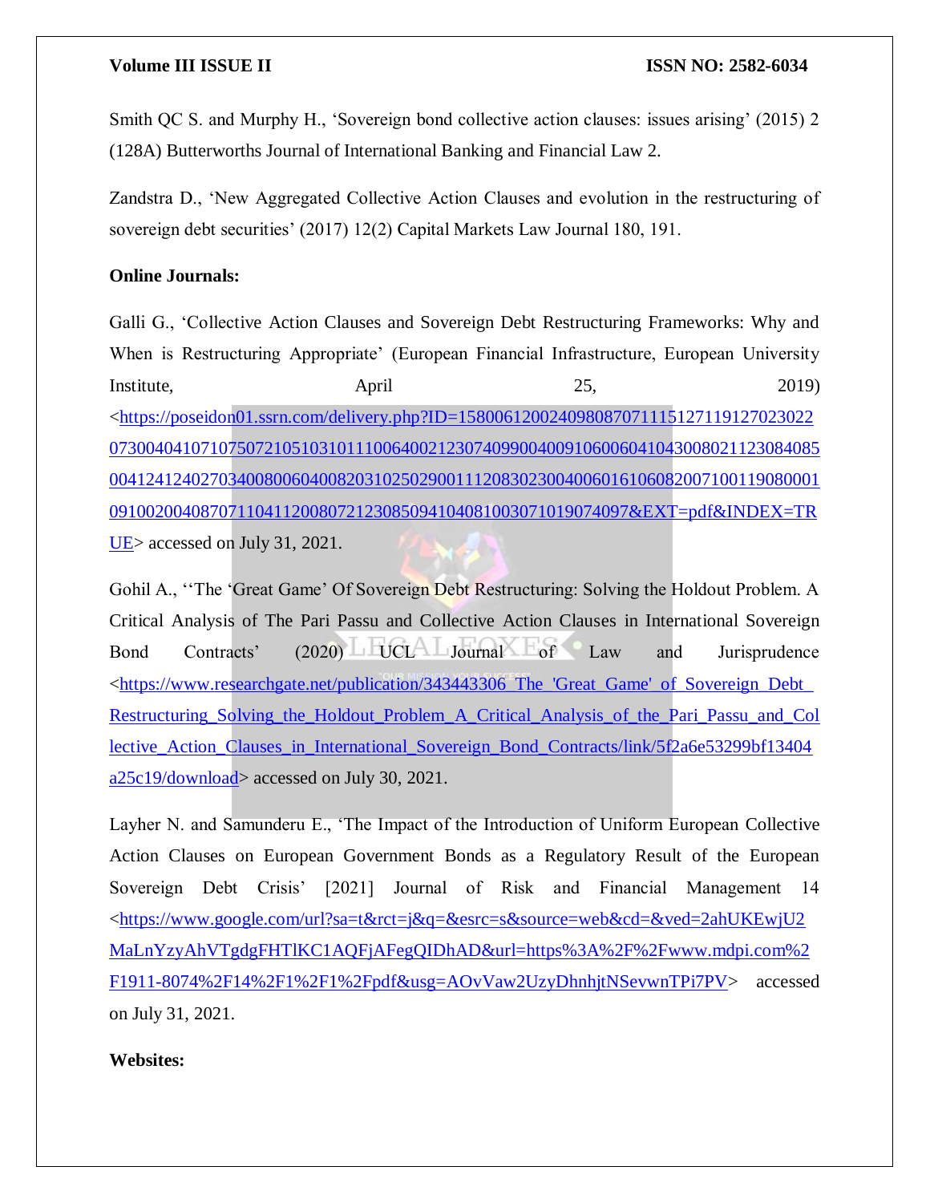Smith QC S. and Murphy H., ‘Sovereign bond collective action clauses: issues arising’ (2015) 2 (128A) Butterworths Journal of International Banking and Financial Law 2.

Zandstra D., ‘New Aggregated Collective Action Clauses and evolution in the restructuring of sovereign debt securities’ (2017) 12(2) Capital Markets Law Journal 180, 191.

**Online Journals:**

Galli G., ‘Collective Action Clauses and Sovereign Debt Restructuring Frameworks: Why and When is Restructuring Appropriate’ (European Financial Infrastructure, European University Institute, April 25, 2019) <https://poseidon01.ssrn.com/delivery.php?ID=158006120024098087071115127119127023022073004041071075072105103101110064002123074099004009106006041043008021123084085004124124027034008006040082031025029001112083023004006016106082007100119080001091002004087071104112008072123085094104081003071019074097&EXT=pdf&INDEX=TRUE> accessed on July 31, 2021.

Gohil A., ‘‘The ‘Great Game’ Of Sovereign Debt Restructuring: Solving the Holdout Problem. A Critical Analysis of The Pari Passu and Collective Action Clauses in International Sovereign Bond Contracts’ (2020) UCL Journal of Law and Jurisprudence <https://www.researchgate.net/publication/343443306_The_'Great_Game'_of_Sovereign_Debt_Restructuring_Solving_the_Holdout_Problem_A_Critical_Analysis_of_the_Pari_Passu_and_Collective_Action_Clauses_in_International_Sovereign_Bond_Contracts/link/5f2a6e53299bf13404a25c19/download> accessed on July 30, 2021.

Layher N. and Samunderu E., ‘The Impact of the Introduction of Uniform European Collective Action Clauses on European Government Bonds as a Regulatory Result of the European Sovereign Debt Crisis’ [2021] Journal of Risk and Financial Management 14 <https://www.google.com/url?sa=t&rct=j&q=&esrc=s&source=web&cd=&ved=2ahUKEwjU2MaLnYzyAhVTgdgFHTlKC1AQFjAFegQIDhAD&url=https%3A%2F%2Fwww.mdpi.com%2F1911-8074%2F14%2F1%2F1%2Fpdf&usg=AOvVaw2UzyDhnhjtNSevwnTPi7PV> accessed on July 31, 2021.

**Websites:**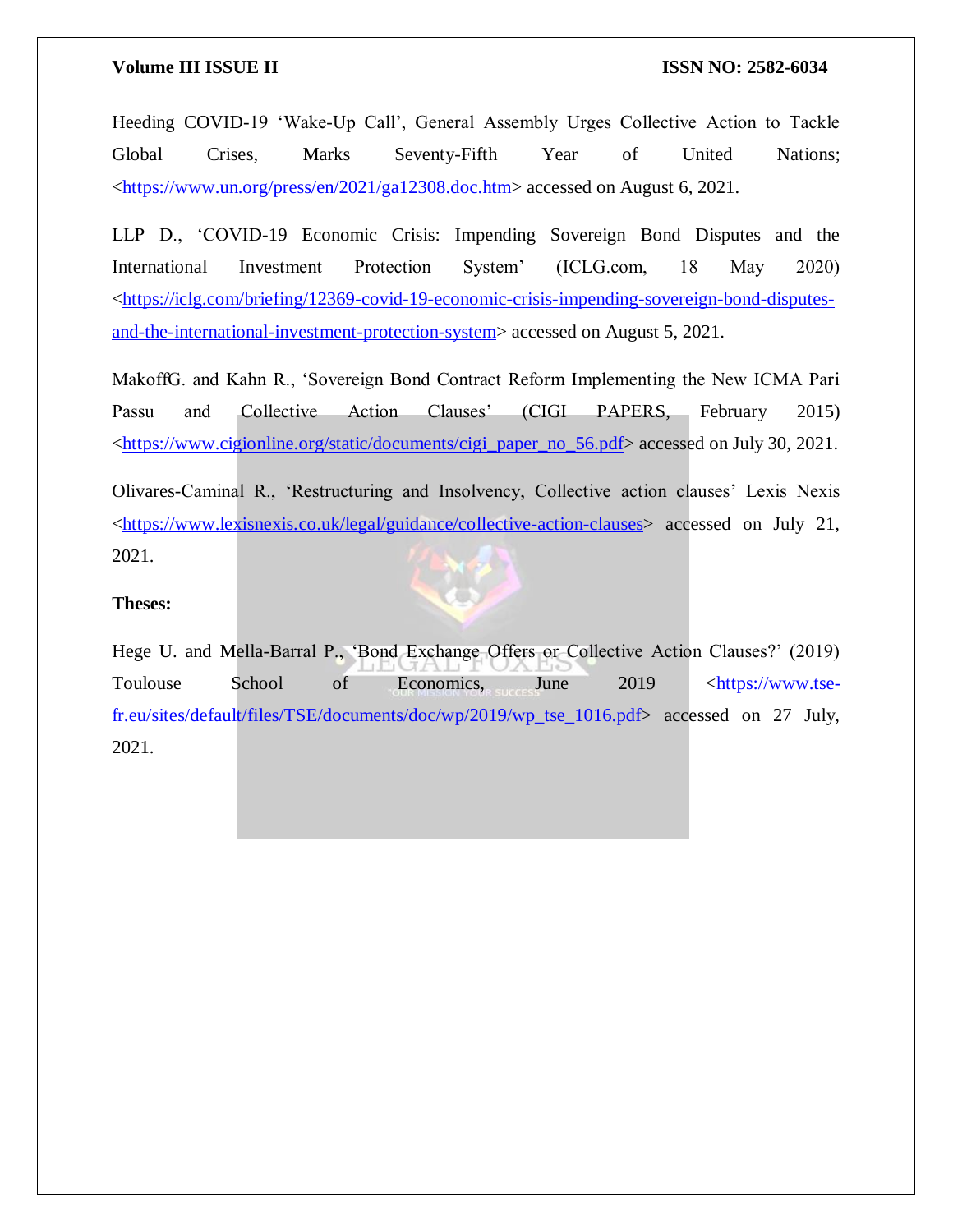Heeding COVID-19 'Wake-Up Call', General Assembly Urges Collective Action to Tackle Global Crises, Marks Seventy-Fifth Year of United Nations; <https://www.un.org/press/en/2021/ga12308.doc.htm> accessed on August 6, 2021.

LLP D., 'COVID-19 Economic Crisis: Impending Sovereign Bond Disputes and the International Investment Protection System' (ICLG.com, 18 May 2020) <https://iclg.com/briefing/12369-covid-19-economic-crisis-impending-sovereign-bond-disputes-and-the-international-investment-protection-system> accessed on August 5, 2021.

MakoffG. and Kahn R., 'Sovereign Bond Contract Reform Implementing the New ICMA Pari Passu and Collective Action Clauses' (CIGI PAPERS, February 2015) <https://www.cigionline.org/static/documents/cigi_paper_no_56.pdf> accessed on July 30, 2021.

Olivares-Caminal R., 'Restructuring and Insolvency, Collective action clauses' Lexis Nexis <https://www.lexisnexis.co.uk/legal/guidance/collective-action-clauses> accessed on July 21, 2021.

**Theses:**

Hege U. and Mella-Barral P., 'Bond Exchange Offers or Collective Action Clauses?' (2019) Toulouse School of Economics, June 2019 <https://www.tse-fr.eu/sites/default/files/TSE/documents/doc/wp/2019/wp_tse_1016.pdf> accessed on 27 July, 2021.